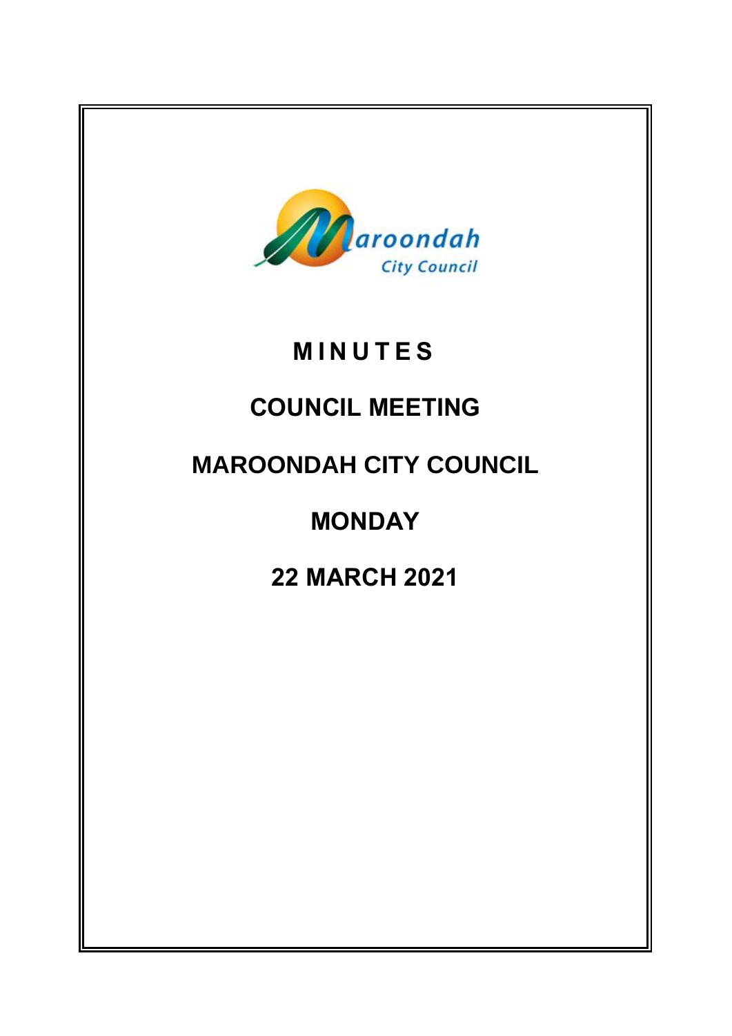# MINUTES

# COUNCIL MEETING

# MAROONDAH CITY COUNCIL

# MONDAY

# 22 MARCH 2021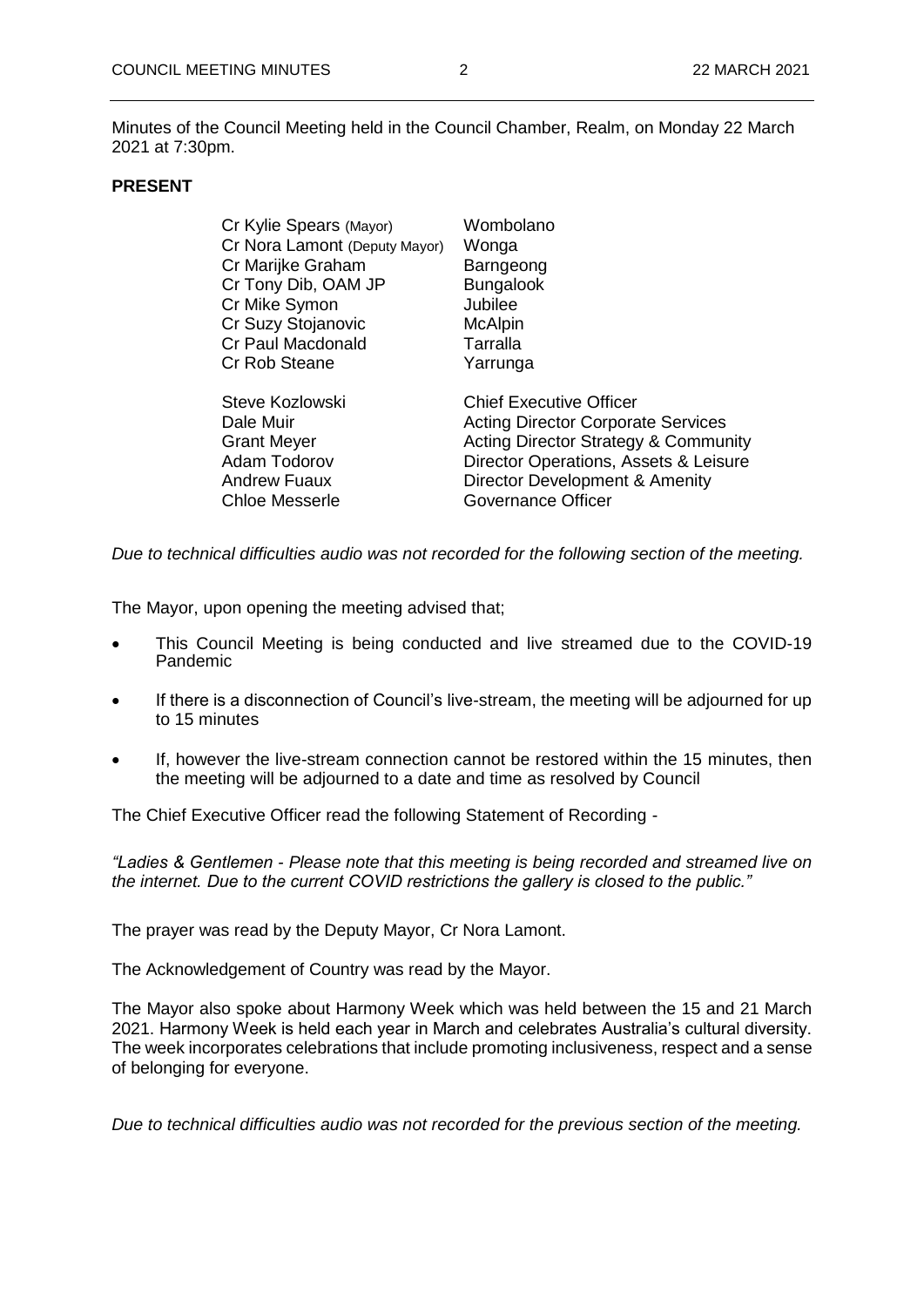Minutes of the Council Meeting held in the Council Chamber, Realm, on Monday 22 March 2021 at 7:30pm.

**PRESENT**

| | |
|---|---|
| Cr Kylie Spears (Mayor) | Wombolano |
| Cr Nora Lamont (Deputy Mayor) | Wonga |
| Cr Marijke Graham | Barngeong |
| Cr Tony Dib, OAM JP | Bungalook |
| Cr Mike Symon | Jubilee |
| Cr Suzy Stojanovic | McAlpin |
| Cr Paul Macdonald | Tarralla |
| Cr Rob Steane | Yarrunga |

| | |
|---|---|
| Steve Kozlowski | Chief Executive Officer |
| Dale Muir | Acting Director Corporate Services |
| Grant Meyer | Acting Director Strategy & Community |
| Adam Todorov | Director Operations, Assets & Leisure |
| Andrew Fuaux | Director Development & Amenity |
| Chloe Messerle | Governance Officer |

*Due to technical difficulties audio was not recorded for the following section of the meeting.*

The Mayor, upon opening the meeting advised that;

- This Council Meeting is being conducted and live streamed due to the COVID-19 Pandemic
- If there is a disconnection of Council's live-stream, the meeting will be adjourned for up to 15 minutes
- If, however the live-stream connection cannot be restored within the 15 minutes, then the meeting will be adjourned to a date and time as resolved by Council

The Chief Executive Officer read the following Statement of Recording -

*"Ladies & Gentlemen - Please note that this meeting is being recorded and streamed live on the internet. Due to the current COVID restrictions the gallery is closed to the public."*

The prayer was read by the Deputy Mayor, Cr Nora Lamont.

The Acknowledgement of Country was read by the Mayor.

The Mayor also spoke about Harmony Week which was held between the 15 and 21 March 2021. Harmony Week is held each year in March and celebrates Australia's cultural diversity. The week incorporates celebrations that include promoting inclusiveness, respect and a sense of belonging for everyone.

*Due to technical difficulties audio was not recorded for the previous section of the meeting.*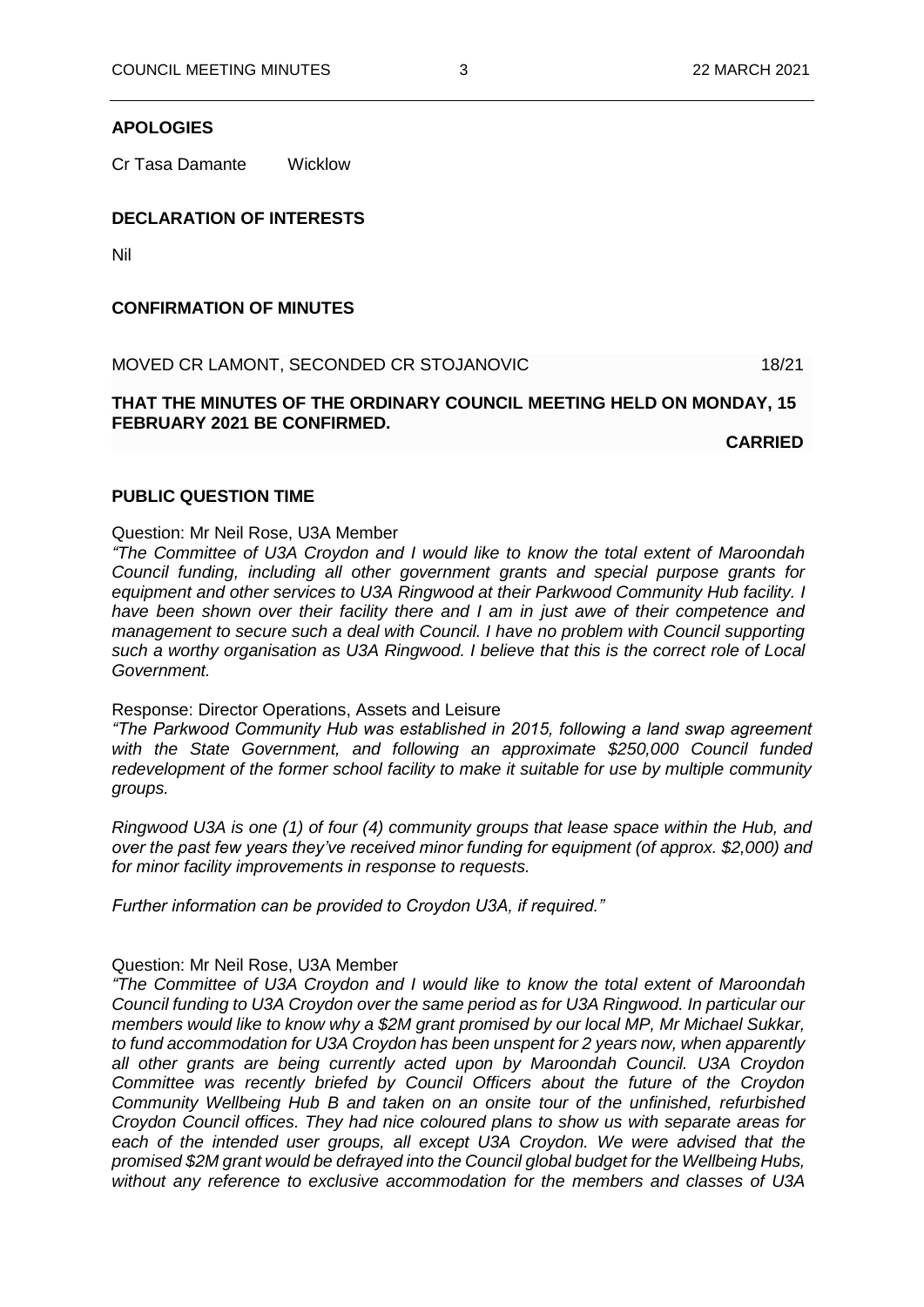**APOLOGIES**

Cr Tasa Damante Wicklow

**DECLARATION OF INTERESTS**

Nil

**CONFIRMATION OF MINUTES**

MOVED CR LAMONT, SECONDED CR STOJANOVIC 18/21

**THAT THE MINUTES OF THE ORDINARY COUNCIL MEETING HELD ON MONDAY, 15 FEBRUARY 2021 BE CONFIRMED.**

**CARRIED**

**PUBLIC QUESTION TIME**

Question: Mr Neil Rose, U3A Member

*"The Committee of U3A Croydon and I would like to know the total extent of Maroondah Council funding, including all other government grants and special purpose grants for equipment and other services to U3A Ringwood at their Parkwood Community Hub facility. I have been shown over their facility there and I am in just awe of their competence and management to secure such a deal with Council. I have no problem with Council supporting such a worthy organisation as U3A Ringwood. I believe that this is the correct role of Local Government.*

Response: Director Operations, Assets and Leisure

*"The Parkwood Community Hub was established in 2015, following a land swap agreement with the State Government, and following an approximate $250,000 Council funded redevelopment of the former school facility to make it suitable for use by multiple community groups.*

*Ringwood U3A is one (1) of four (4) community groups that lease space within the Hub, and over the past few years they've received minor funding for equipment (of approx. $2,000) and for minor facility improvements in response to requests.*

*Further information can be provided to Croydon U3A, if required."*

Question: Mr Neil Rose, U3A Member

*"The Committee of U3A Croydon and I would like to know the total extent of Maroondah Council funding to U3A Croydon over the same period as for U3A Ringwood. In particular our members would like to know why a $2M grant promised by our local MP, Mr Michael Sukkar, to fund accommodation for U3A Croydon has been unspent for 2 years now, when apparently all other grants are being currently acted upon by Maroondah Council. U3A Croydon Committee was recently briefed by Council Officers about the future of the Croydon Community Wellbeing Hub B and taken on an onsite tour of the unfinished, refurbished Croydon Council offices. They had nice coloured plans to show us with separate areas for each of the intended user groups, all except U3A Croydon. We were advised that the promised $2M grant would be defrayed into the Council global budget for the Wellbeing Hubs, without any reference to exclusive accommodation for the members and classes of U3A*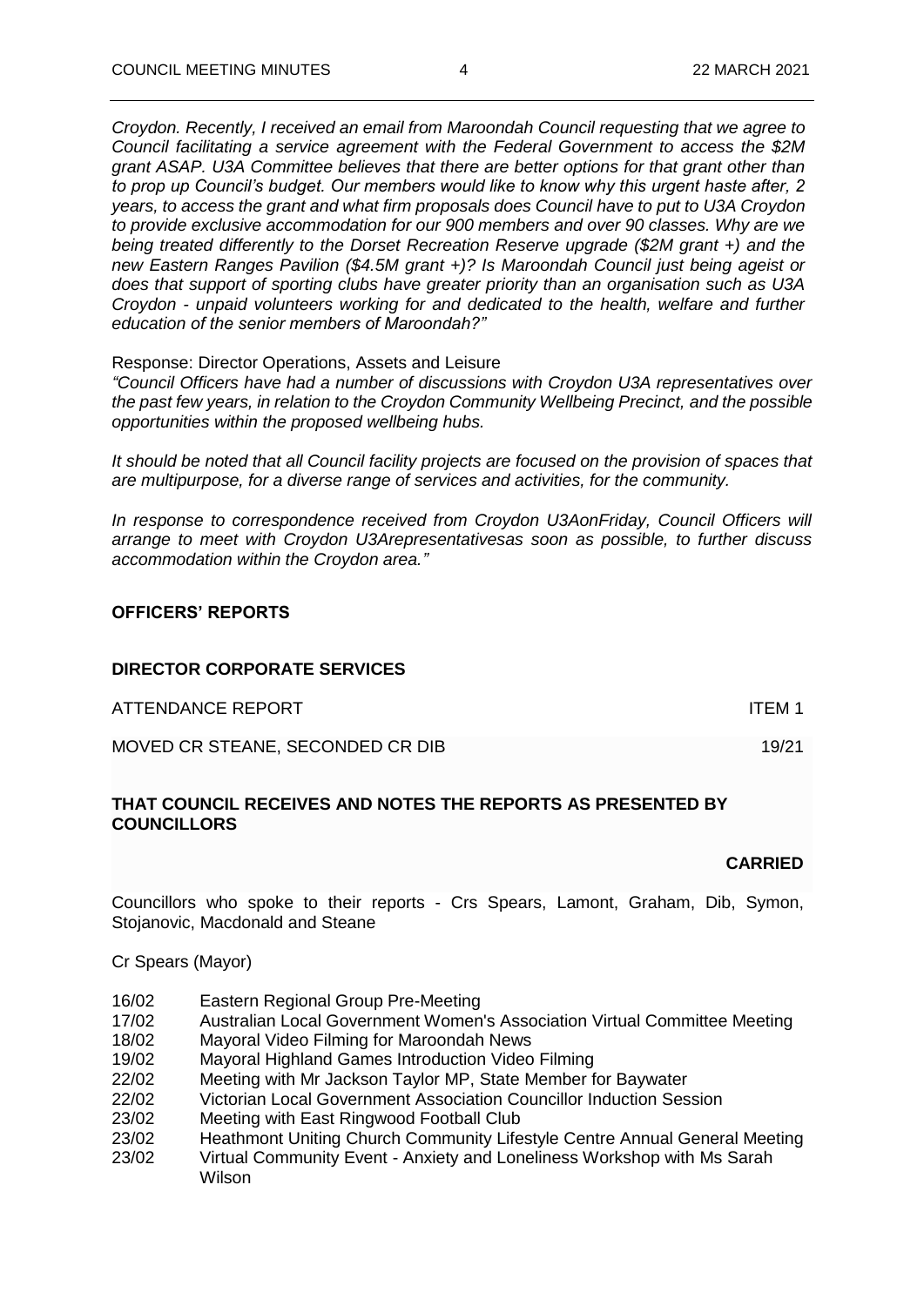*Croydon. Recently, I received an email from Maroondah Council requesting that we agree to Council facilitating a service agreement with the Federal Government to access the $2M grant ASAP. U3A Committee believes that there are better options for that grant other than to prop up Council's budget. Our members would like to know why this urgent haste after, 2 years, to access the grant and what firm proposals does Council have to put to U3A Croydon to provide exclusive accommodation for our 900 members and over 90 classes. Why are we being treated differently to the Dorset Recreation Reserve upgrade ($2M grant +) and the new Eastern Ranges Pavilion ($4.5M grant +)? Is Maroondah Council just being ageist or does that support of sporting clubs have greater priority than an organisation such as U3A Croydon - unpaid volunteers working for and dedicated to the health, welfare and further education of the senior members of Maroondah?"*

Response: Director Operations, Assets and Leisure

*"Council Officers have had a number of discussions with Croydon U3A representatives over the past few years, in relation to the Croydon Community Wellbeing Precinct, and the possible opportunities within the proposed wellbeing hubs.*

*It should be noted that all Council facility projects are focused on the provision of spaces that are multipurpose, for a diverse range of services and activities, for the community.*

*In response to correspondence received from Croydon U3AonFriday, Council Officers will arrange to meet with Croydon U3Arepresentativesas soon as possible, to further discuss accommodation within the Croydon area."*

## OFFICERS' REPORTS

### DIRECTOR CORPORATE SERVICES

ATTENDANCE REPORT — ITEM 1

MOVED CR STEANE, SECONDED CR DIB — 19/21

**THAT COUNCIL RECEIVES AND NOTES THE REPORTS AS PRESENTED BY COUNCILLORS**

**CARRIED**

Councillors who spoke to their reports - Crs Spears, Lamont, Graham, Dib, Symon, Stojanovic, Macdonald and Steane

Cr Spears (Mayor)

- 16/02 Eastern Regional Group Pre-Meeting
- 17/02 Australian Local Government Women's Association Virtual Committee Meeting
- 18/02 Mayoral Video Filming for Maroondah News
- 19/02 Mayoral Highland Games Introduction Video Filming
- 22/02 Meeting with Mr Jackson Taylor MP, State Member for Baywater
- 22/02 Victorian Local Government Association Councillor Induction Session
- 23/02 Meeting with East Ringwood Football Club
- 23/02 Heathmont Uniting Church Community Lifestyle Centre Annual General Meeting
- 23/02 Virtual Community Event - Anxiety and Loneliness Workshop with Ms Sarah Wilson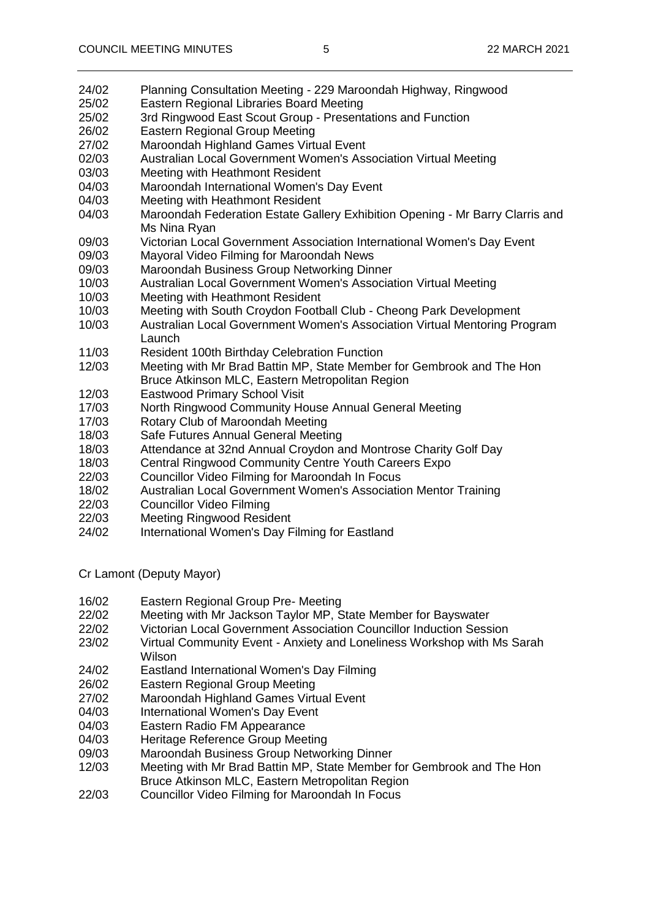| | |
|---|---|
| 24/02 | Planning Consultation Meeting - 229 Maroondah Highway, Ringwood |
| 25/02 | Eastern Regional Libraries Board Meeting |
| 25/02 | 3rd Ringwood East Scout Group - Presentations and Function |
| 26/02 | Eastern Regional Group Meeting |
| 27/02 | Maroondah Highland Games Virtual Event |
| 02/03 | Australian Local Government Women's Association Virtual Meeting |
| 03/03 | Meeting with Heathmont Resident |
| 04/03 | Maroondah International Women's Day Event |
| 04/03 | Meeting with Heathmont Resident |
| 04/03 | Maroondah Federation Estate Gallery Exhibition Opening - Mr Barry Clarris and Ms Nina Ryan |
| 09/03 | Victorian Local Government Association International Women's Day Event |
| 09/03 | Mayoral Video Filming for Maroondah News |
| 09/03 | Maroondah Business Group Networking Dinner |
| 10/03 | Australian Local Government Women's Association Virtual Meeting |
| 10/03 | Meeting with Heathmont Resident |
| 10/03 | Meeting with South Croydon Football Club - Cheong Park Development |
| 10/03 | Australian Local Government Women's Association Virtual Mentoring Program Launch |
| 11/03 | Resident 100th Birthday Celebration Function |
| 12/03 | Meeting with Mr Brad Battin MP, State Member for Gembrook and The Hon Bruce Atkinson MLC, Eastern Metropolitan Region |
| 12/03 | Eastwood Primary School Visit |
| 17/03 | North Ringwood Community House Annual General Meeting |
| 17/03 | Rotary Club of Maroondah Meeting |
| 18/03 | Safe Futures Annual General Meeting |
| 18/03 | Attendance at 32nd Annual Croydon and Montrose Charity Golf Day |
| 18/03 | Central Ringwood Community Centre Youth Careers Expo |
| 22/03 | Councillor Video Filming for Maroondah In Focus |
| 18/02 | Australian Local Government Women's Association Mentor Training |
| 22/03 | Councillor Video Filming |
| 22/03 | Meeting Ringwood Resident |
| 24/02 | International Women's Day Filming for Eastland |

Cr Lamont (Deputy Mayor)

| | |
|---|---|
| 16/02 | Eastern Regional Group Pre- Meeting |
| 22/02 | Meeting with Mr Jackson Taylor MP, State Member for Bayswater |
| 22/02 | Victorian Local Government Association Councillor Induction Session |
| 23/02 | Virtual Community Event - Anxiety and Loneliness Workshop with Ms Sarah Wilson |
| 24/02 | Eastland International Women's Day Filming |
| 26/02 | Eastern Regional Group Meeting |
| 27/02 | Maroondah Highland Games Virtual Event |
| 04/03 | International Women's Day Event |
| 04/03 | Eastern Radio FM Appearance |
| 04/03 | Heritage Reference Group Meeting |
| 09/03 | Maroondah Business Group Networking Dinner |
| 12/03 | Meeting with Mr Brad Battin MP, State Member for Gembrook and The Hon Bruce Atkinson MLC, Eastern Metropolitan Region |
| 22/03 | Councillor Video Filming for Maroondah In Focus |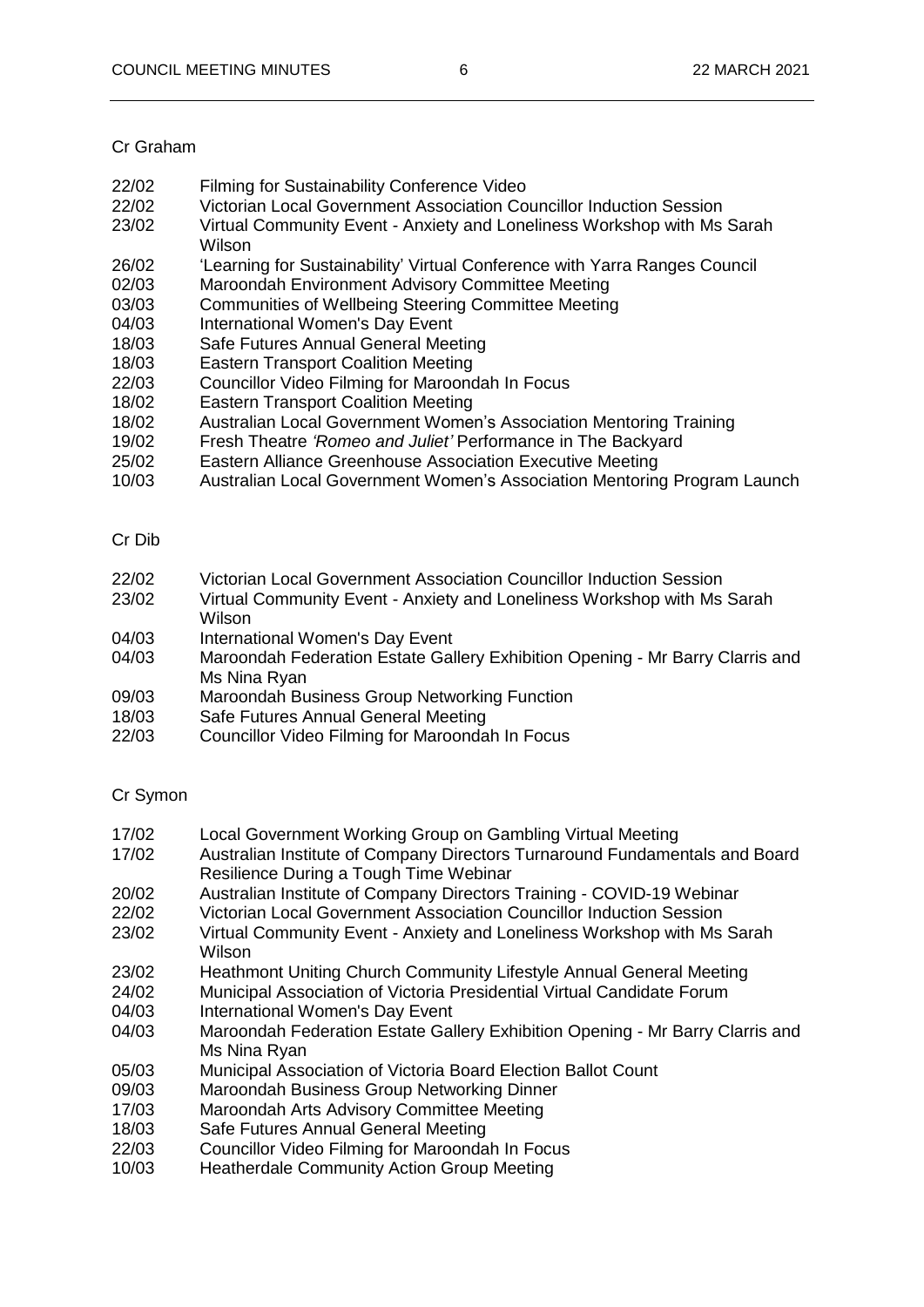Cr Graham

| | |
|---|---|
| 22/02 | Filming for Sustainability Conference Video |
| 22/02 | Victorian Local Government Association Councillor Induction Session |
| 23/02 | Virtual Community Event - Anxiety and Loneliness Workshop with Ms Sarah Wilson |
| 26/02 | 'Learning for Sustainability' Virtual Conference with Yarra Ranges Council |
| 02/03 | Maroondah Environment Advisory Committee Meeting |
| 03/03 | Communities of Wellbeing Steering Committee Meeting |
| 04/03 | International Women's Day Event |
| 18/03 | Safe Futures Annual General Meeting |
| 18/03 | Eastern Transport Coalition Meeting |
| 22/03 | Councillor Video Filming for Maroondah In Focus |
| 18/02 | Eastern Transport Coalition Meeting |
| 18/02 | Australian Local Government Women's Association Mentoring Training |
| 19/02 | Fresh Theatre *'Romeo and Juliet'* Performance in The Backyard |
| 25/02 | Eastern Alliance Greenhouse Association Executive Meeting |
| 10/03 | Australian Local Government Women's Association Mentoring Program Launch |

Cr Dib

| | |
|---|---|
| 22/02 | Victorian Local Government Association Councillor Induction Session |
| 23/02 | Virtual Community Event - Anxiety and Loneliness Workshop with Ms Sarah Wilson |
| 04/03 | International Women's Day Event |
| 04/03 | Maroondah Federation Estate Gallery Exhibition Opening - Mr Barry Clarris and Ms Nina Ryan |
| 09/03 | Maroondah Business Group Networking Function |
| 18/03 | Safe Futures Annual General Meeting |
| 22/03 | Councillor Video Filming for Maroondah In Focus |

Cr Symon

| | |
|---|---|
| 17/02 | Local Government Working Group on Gambling Virtual Meeting |
| 17/02 | Australian Institute of Company Directors Turnaround Fundamentals and Board Resilience During a Tough Time Webinar |
| 20/02 | Australian Institute of Company Directors Training - COVID-19 Webinar |
| 22/02 | Victorian Local Government Association Councillor Induction Session |
| 23/02 | Virtual Community Event - Anxiety and Loneliness Workshop with Ms Sarah Wilson |
| 23/02 | Heathmont Uniting Church Community Lifestyle Annual General Meeting |
| 24/02 | Municipal Association of Victoria Presidential Virtual Candidate Forum |
| 04/03 | International Women's Day Event |
| 04/03 | Maroondah Federation Estate Gallery Exhibition Opening - Mr Barry Clarris and Ms Nina Ryan |
| 05/03 | Municipal Association of Victoria Board Election Ballot Count |
| 09/03 | Maroondah Business Group Networking Dinner |
| 17/03 | Maroondah Arts Advisory Committee Meeting |
| 18/03 | Safe Futures Annual General Meeting |
| 22/03 | Councillor Video Filming for Maroondah In Focus |
| 10/03 | Heatherdale Community Action Group Meeting |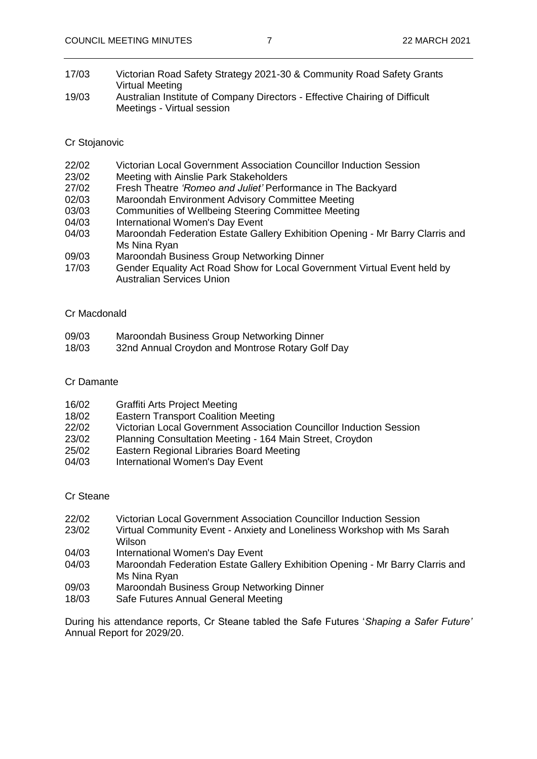17/03 Victorian Road Safety Strategy 2021-30 & Community Road Safety Grants Virtual Meeting

19/03 Australian Institute of Company Directors - Effective Chairing of Difficult Meetings - Virtual session

Cr Stojanovic

22/02 Victorian Local Government Association Councillor Induction Session

23/02 Meeting with Ainslie Park Stakeholders

27/02 Fresh Theatre *'Romeo and Juliet'* Performance in The Backyard

02/03 Maroondah Environment Advisory Committee Meeting

03/03 Communities of Wellbeing Steering Committee Meeting

04/03 International Women's Day Event

04/03 Maroondah Federation Estate Gallery Exhibition Opening - Mr Barry Clarris and Ms Nina Ryan

09/03 Maroondah Business Group Networking Dinner

17/03 Gender Equality Act Road Show for Local Government Virtual Event held by Australian Services Union

Cr Macdonald

09/03 Maroondah Business Group Networking Dinner

18/03 32nd Annual Croydon and Montrose Rotary Golf Day

Cr Damante

16/02 Graffiti Arts Project Meeting

18/02 Eastern Transport Coalition Meeting

22/02 Victorian Local Government Association Councillor Induction Session

23/02 Planning Consultation Meeting - 164 Main Street, Croydon

25/02 Eastern Regional Libraries Board Meeting

04/03 International Women's Day Event

Cr Steane

22/02 Victorian Local Government Association Councillor Induction Session

23/02 Virtual Community Event - Anxiety and Loneliness Workshop with Ms Sarah Wilson

04/03 International Women's Day Event

04/03 Maroondah Federation Estate Gallery Exhibition Opening - Mr Barry Clarris and Ms Nina Ryan

09/03 Maroondah Business Group Networking Dinner

18/03 Safe Futures Annual General Meeting

During his attendance reports, Cr Steane tabled the Safe Futures '*Shaping a Safer Future'* Annual Report for 2029/20.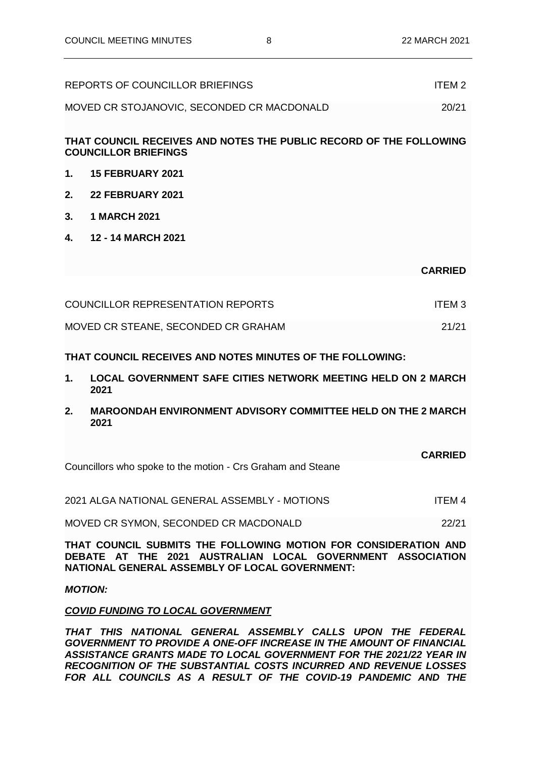REPORTS OF COUNCILLOR BRIEFINGS ITEM 2

MOVED CR STOJANOVIC, SECONDED CR MACDONALD 20/21

**THAT COUNCIL RECEIVES AND NOTES THE PUBLIC RECORD OF THE FOLLOWING COUNCILLOR BRIEFINGS**

1. **15 FEBRUARY 2021**
2. **22 FEBRUARY 2021**
3. **1 MARCH 2021**
4. **12 - 14 MARCH 2021**

**CARRIED**

COUNCILLOR REPRESENTATION REPORTS ITEM 3

MOVED CR STEANE, SECONDED CR GRAHAM 21/21

**THAT COUNCIL RECEIVES AND NOTES MINUTES OF THE FOLLOWING:**

1. **LOCAL GOVERNMENT SAFE CITIES NETWORK MEETING HELD ON 2 MARCH 2021**
2. **MAROONDAH ENVIRONMENT ADVISORY COMMITTEE HELD ON THE 2 MARCH 2021**

**CARRIED**

Councillors who spoke to the motion - Crs Graham and Steane

2021 ALGA NATIONAL GENERAL ASSEMBLY - MOTIONS ITEM 4

MOVED CR SYMON, SECONDED CR MACDONALD 22/21

**THAT COUNCIL SUBMITS THE FOLLOWING MOTION FOR CONSIDERATION AND DEBATE AT THE 2021 AUSTRALIAN LOCAL GOVERNMENT ASSOCIATION NATIONAL GENERAL ASSEMBLY OF LOCAL GOVERNMENT:**

***MOTION:***

***COVID FUNDING TO LOCAL GOVERNMENT***

***THAT THIS NATIONAL GENERAL ASSEMBLY CALLS UPON THE FEDERAL GOVERNMENT TO PROVIDE A ONE-OFF INCREASE IN THE AMOUNT OF FINANCIAL ASSISTANCE GRANTS MADE TO LOCAL GOVERNMENT FOR THE 2021/22 YEAR IN RECOGNITION OF THE SUBSTANTIAL COSTS INCURRED AND REVENUE LOSSES FOR ALL COUNCILS AS A RESULT OF THE COVID-19 PANDEMIC AND THE***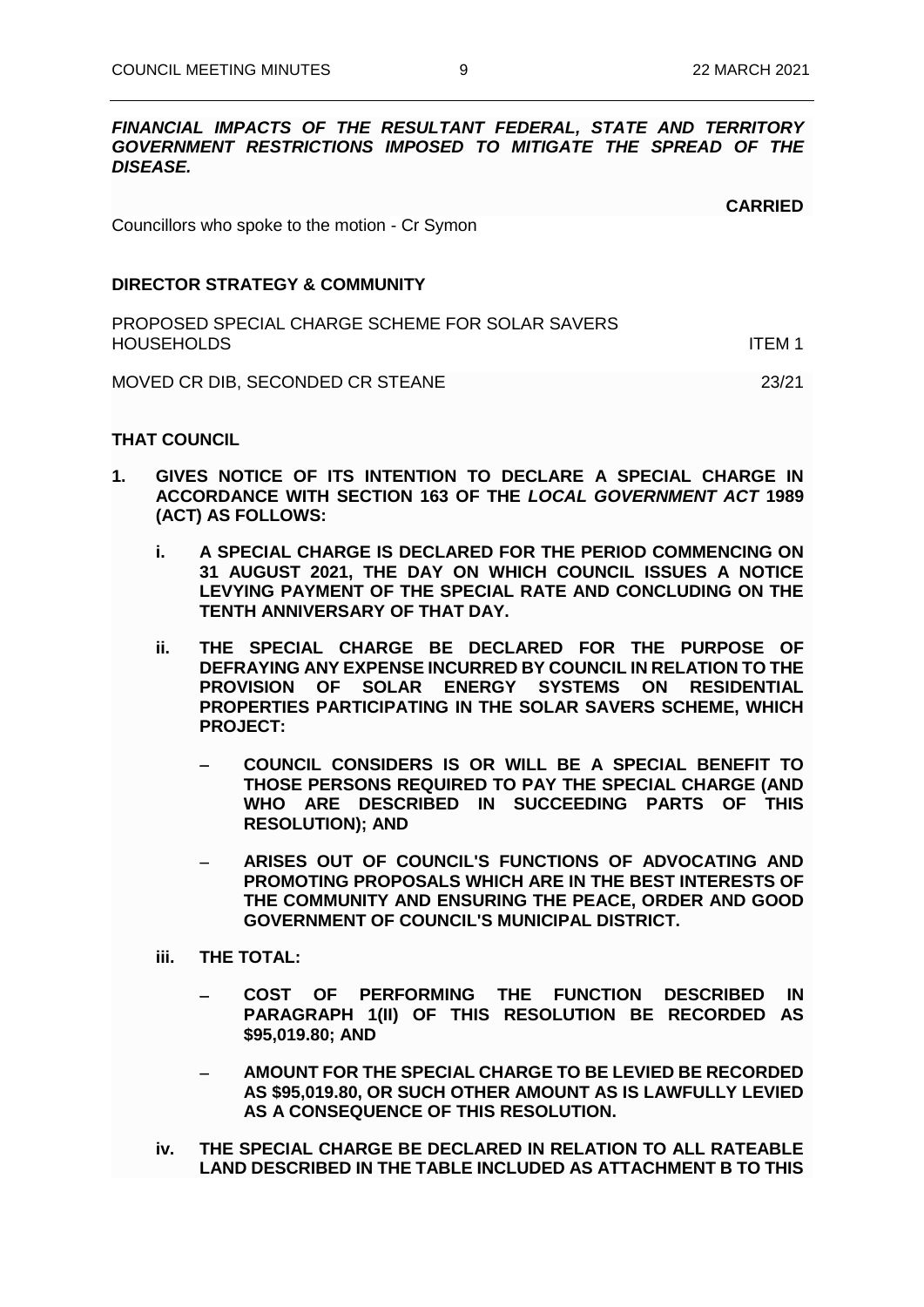***FINANCIAL IMPACTS OF THE RESULTANT FEDERAL, STATE AND TERRITORY GOVERNMENT RESTRICTIONS IMPOSED TO MITIGATE THE SPREAD OF THE DISEASE.***

**CARRIED**

Councillors who spoke to the motion - Cr Symon

**DIRECTOR STRATEGY & COMMUNITY**

PROPOSED SPECIAL CHARGE SCHEME FOR SOLAR SAVERS HOUSEHOLDS — ITEM 1

MOVED CR DIB, SECONDED CR STEANE — 23/21

**THAT COUNCIL**

1. **GIVES NOTICE OF ITS INTENTION TO DECLARE A SPECIAL CHARGE IN ACCORDANCE WITH SECTION 163 OF THE *LOCAL GOVERNMENT ACT* 1989 (ACT) AS FOLLOWS:**

   i. **A SPECIAL CHARGE IS DECLARED FOR THE PERIOD COMMENCING ON 31 AUGUST 2021, THE DAY ON WHICH COUNCIL ISSUES A NOTICE LEVYING PAYMENT OF THE SPECIAL RATE AND CONCLUDING ON THE TENTH ANNIVERSARY OF THAT DAY.**

   ii. **THE SPECIAL CHARGE BE DECLARED FOR THE PURPOSE OF DEFRAYING ANY EXPENSE INCURRED BY COUNCIL IN RELATION TO THE PROVISION OF SOLAR ENERGY SYSTEMS ON RESIDENTIAL PROPERTIES PARTICIPATING IN THE SOLAR SAVERS SCHEME, WHICH PROJECT:**

      - **COUNCIL CONSIDERS IS OR WILL BE A SPECIAL BENEFIT TO THOSE PERSONS REQUIRED TO PAY THE SPECIAL CHARGE (AND WHO ARE DESCRIBED IN SUCCEEDING PARTS OF THIS RESOLUTION); AND**

      - **ARISES OUT OF COUNCIL'S FUNCTIONS OF ADVOCATING AND PROMOTING PROPOSALS WHICH ARE IN THE BEST INTERESTS OF THE COMMUNITY AND ENSURING THE PEACE, ORDER AND GOOD GOVERNMENT OF COUNCIL'S MUNICIPAL DISTRICT.**

   iii. **THE TOTAL:**

      - **COST OF PERFORMING THE FUNCTION DESCRIBED IN PARAGRAPH 1(II) OF THIS RESOLUTION BE RECORDED AS $95,019.80; AND**

      - **AMOUNT FOR THE SPECIAL CHARGE TO BE LEVIED BE RECORDED AS $95,019.80, OR SUCH OTHER AMOUNT AS IS LAWFULLY LEVIED AS A CONSEQUENCE OF THIS RESOLUTION.**

   iv. **THE SPECIAL CHARGE BE DECLARED IN RELATION TO ALL RATEABLE LAND DESCRIBED IN THE TABLE INCLUDED AS ATTACHMENT B TO THIS**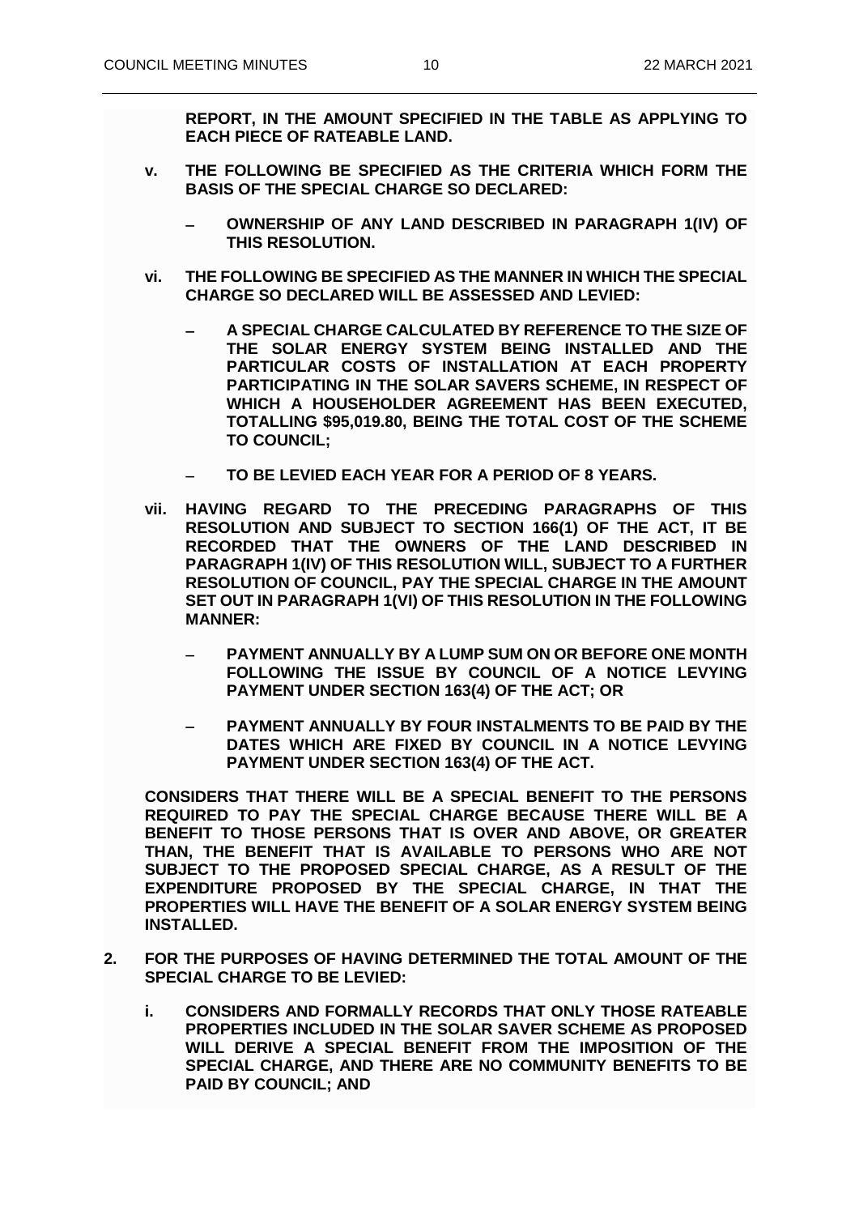**REPORT, IN THE AMOUNT SPECIFIED IN THE TABLE AS APPLYING TO EACH PIECE OF RATEABLE LAND.**

**v. THE FOLLOWING BE SPECIFIED AS THE CRITERIA WHICH FORM THE BASIS OF THE SPECIAL CHARGE SO DECLARED:**

- **OWNERSHIP OF ANY LAND DESCRIBED IN PARAGRAPH 1(IV) OF THIS RESOLUTION.**

**vi. THE FOLLOWING BE SPECIFIED AS THE MANNER IN WHICH THE SPECIAL CHARGE SO DECLARED WILL BE ASSESSED AND LEVIED:**

- **A SPECIAL CHARGE CALCULATED BY REFERENCE TO THE SIZE OF THE SOLAR ENERGY SYSTEM BEING INSTALLED AND THE PARTICULAR COSTS OF INSTALLATION AT EACH PROPERTY PARTICIPATING IN THE SOLAR SAVERS SCHEME, IN RESPECT OF WHICH A HOUSEHOLDER AGREEMENT HAS BEEN EXECUTED, TOTALLING $95,019.80, BEING THE TOTAL COST OF THE SCHEME TO COUNCIL;**
- **TO BE LEVIED EACH YEAR FOR A PERIOD OF 8 YEARS.**

**vii. HAVING REGARD TO THE PRECEDING PARAGRAPHS OF THIS RESOLUTION AND SUBJECT TO SECTION 166(1) OF THE ACT, IT BE RECORDED THAT THE OWNERS OF THE LAND DESCRIBED IN PARAGRAPH 1(IV) OF THIS RESOLUTION WILL, SUBJECT TO A FURTHER RESOLUTION OF COUNCIL, PAY THE SPECIAL CHARGE IN THE AMOUNT SET OUT IN PARAGRAPH 1(VI) OF THIS RESOLUTION IN THE FOLLOWING MANNER:**

- **PAYMENT ANNUALLY BY A LUMP SUM ON OR BEFORE ONE MONTH FOLLOWING THE ISSUE BY COUNCIL OF A NOTICE LEVYING PAYMENT UNDER SECTION 163(4) OF THE ACT; OR**
- **PAYMENT ANNUALLY BY FOUR INSTALMENTS TO BE PAID BY THE DATES WHICH ARE FIXED BY COUNCIL IN A NOTICE LEVYING PAYMENT UNDER SECTION 163(4) OF THE ACT.**

**CONSIDERS THAT THERE WILL BE A SPECIAL BENEFIT TO THE PERSONS REQUIRED TO PAY THE SPECIAL CHARGE BECAUSE THERE WILL BE A BENEFIT TO THOSE PERSONS THAT IS OVER AND ABOVE, OR GREATER THAN, THE BENEFIT THAT IS AVAILABLE TO PERSONS WHO ARE NOT SUBJECT TO THE PROPOSED SPECIAL CHARGE, AS A RESULT OF THE EXPENDITURE PROPOSED BY THE SPECIAL CHARGE, IN THAT THE PROPERTIES WILL HAVE THE BENEFIT OF A SOLAR ENERGY SYSTEM BEING INSTALLED.**

**2. FOR THE PURPOSES OF HAVING DETERMINED THE TOTAL AMOUNT OF THE SPECIAL CHARGE TO BE LEVIED:**

**i. CONSIDERS AND FORMALLY RECORDS THAT ONLY THOSE RATEABLE PROPERTIES INCLUDED IN THE SOLAR SAVER SCHEME AS PROPOSED WILL DERIVE A SPECIAL BENEFIT FROM THE IMPOSITION OF THE SPECIAL CHARGE, AND THERE ARE NO COMMUNITY BENEFITS TO BE PAID BY COUNCIL; AND**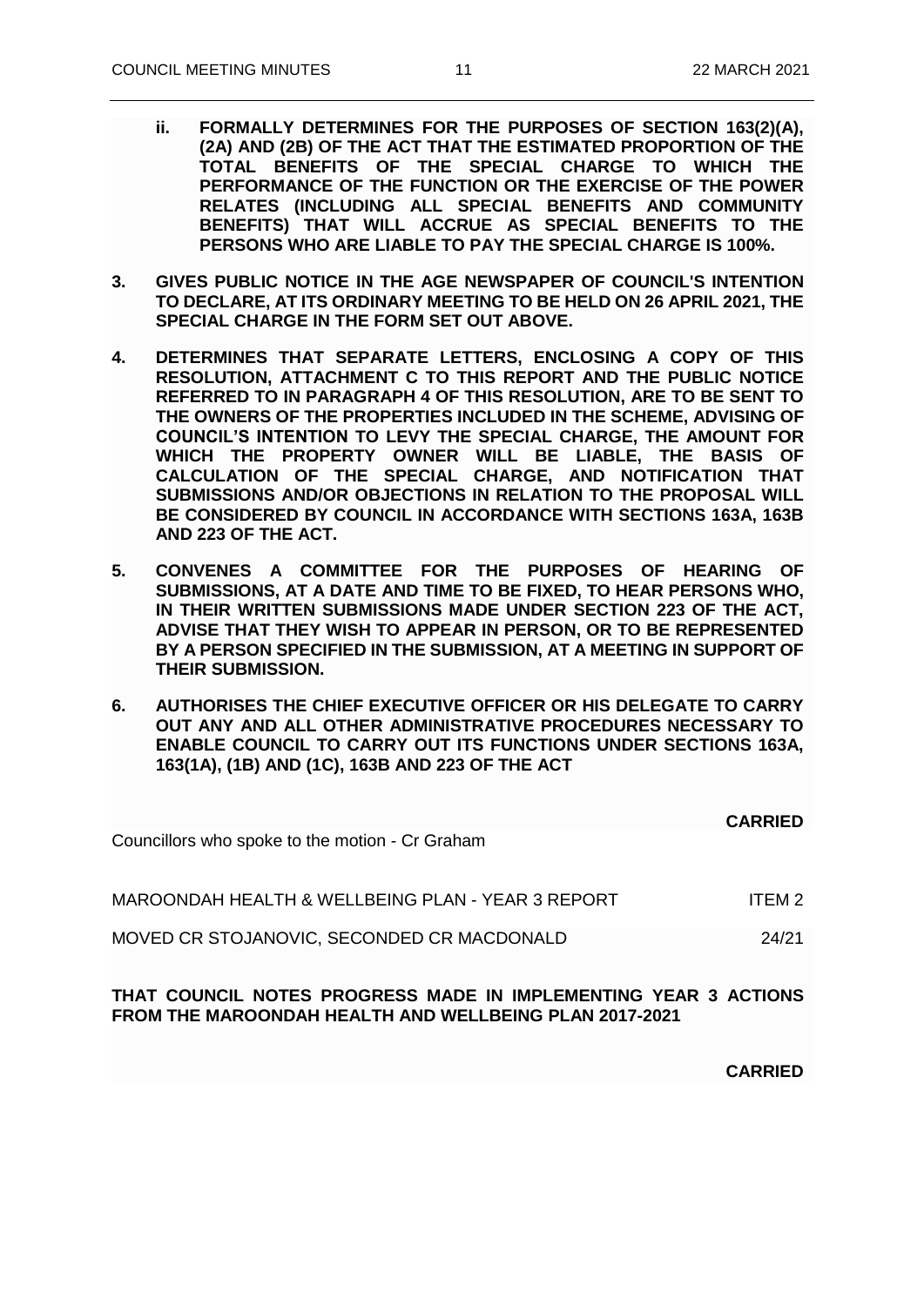**ii. FORMALLY DETERMINES FOR THE PURPOSES OF SECTION 163(2)(A), (2A) AND (2B) OF THE ACT THAT THE ESTIMATED PROPORTION OF THE TOTAL BENEFITS OF THE SPECIAL CHARGE TO WHICH THE PERFORMANCE OF THE FUNCTION OR THE EXERCISE OF THE POWER RELATES (INCLUDING ALL SPECIAL BENEFITS AND COMMUNITY BENEFITS) THAT WILL ACCRUE AS SPECIAL BENEFITS TO THE PERSONS WHO ARE LIABLE TO PAY THE SPECIAL CHARGE IS 100%.**

**3. GIVES PUBLIC NOTICE IN THE AGE NEWSPAPER OF COUNCIL'S INTENTION TO DECLARE, AT ITS ORDINARY MEETING TO BE HELD ON 26 APRIL 2021, THE SPECIAL CHARGE IN THE FORM SET OUT ABOVE.**

**4. DETERMINES THAT SEPARATE LETTERS, ENCLOSING A COPY OF THIS RESOLUTION, ATTACHMENT C TO THIS REPORT AND THE PUBLIC NOTICE REFERRED TO IN PARAGRAPH 4 OF THIS RESOLUTION, ARE TO BE SENT TO THE OWNERS OF THE PROPERTIES INCLUDED IN THE SCHEME, ADVISING OF COUNCIL'S INTENTION TO LEVY THE SPECIAL CHARGE, THE AMOUNT FOR WHICH THE PROPERTY OWNER WILL BE LIABLE, THE BASIS OF CALCULATION OF THE SPECIAL CHARGE, AND NOTIFICATION THAT SUBMISSIONS AND/OR OBJECTIONS IN RELATION TO THE PROPOSAL WILL BE CONSIDERED BY COUNCIL IN ACCORDANCE WITH SECTIONS 163A, 163B AND 223 OF THE ACT.**

**5. CONVENES A COMMITTEE FOR THE PURPOSES OF HEARING OF SUBMISSIONS, AT A DATE AND TIME TO BE FIXED, TO HEAR PERSONS WHO, IN THEIR WRITTEN SUBMISSIONS MADE UNDER SECTION 223 OF THE ACT, ADVISE THAT THEY WISH TO APPEAR IN PERSON, OR TO BE REPRESENTED BY A PERSON SPECIFIED IN THE SUBMISSION, AT A MEETING IN SUPPORT OF THEIR SUBMISSION.**

**6. AUTHORISES THE CHIEF EXECUTIVE OFFICER OR HIS DELEGATE TO CARRY OUT ANY AND ALL OTHER ADMINISTRATIVE PROCEDURES NECESSARY TO ENABLE COUNCIL TO CARRY OUT ITS FUNCTIONS UNDER SECTIONS 163A, 163(1A), (1B) AND (1C), 163B AND 223 OF THE ACT**

**CARRIED**

Councillors who spoke to the motion - Cr Graham

MAROONDAH HEALTH & WELLBEING PLAN - YEAR 3 REPORT ITEM 2

MOVED CR STOJANOVIC, SECONDED CR MACDONALD 24/21

**THAT COUNCIL NOTES PROGRESS MADE IN IMPLEMENTING YEAR 3 ACTIONS FROM THE MAROONDAH HEALTH AND WELLBEING PLAN 2017-2021**

**CARRIED**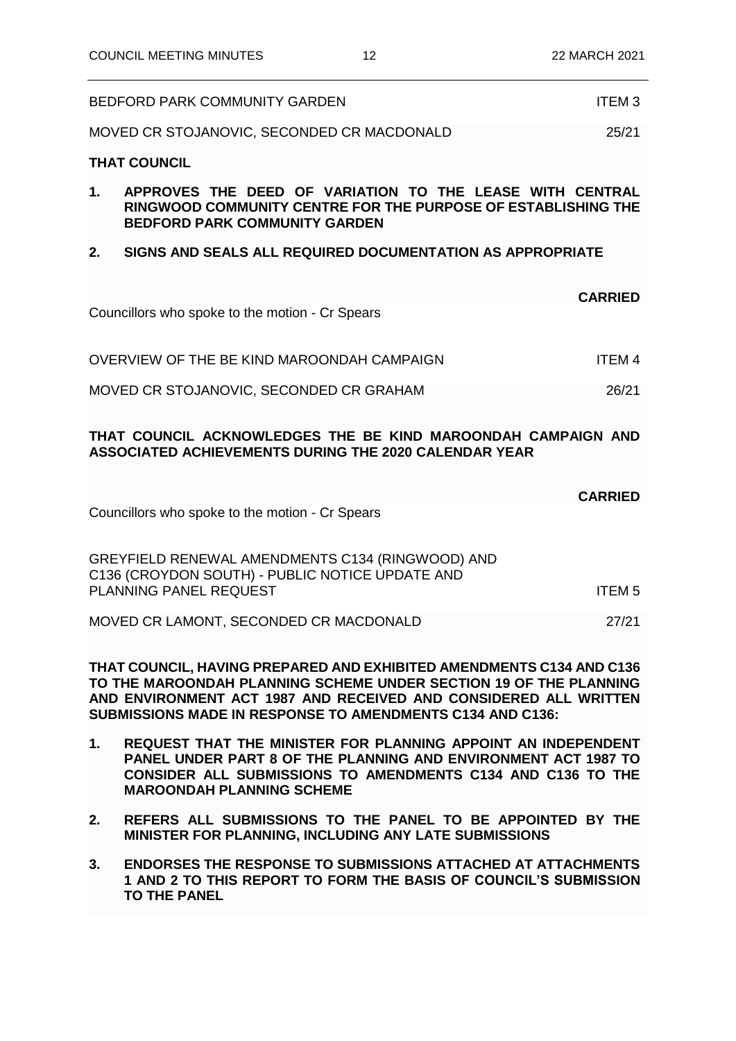BEDFORD PARK COMMUNITY GARDEN ITEM 3

MOVED CR STOJANOVIC, SECONDED CR MACDONALD 25/21

**THAT COUNCIL**

**1. APPROVES THE DEED OF VARIATION TO THE LEASE WITH CENTRAL RINGWOOD COMMUNITY CENTRE FOR THE PURPOSE OF ESTABLISHING THE BEDFORD PARK COMMUNITY GARDEN**

**2. SIGNS AND SEALS ALL REQUIRED DOCUMENTATION AS APPROPRIATE**

**CARRIED**

Councillors who spoke to the motion - Cr Spears

OVERVIEW OF THE BE KIND MAROONDAH CAMPAIGN ITEM 4

MOVED CR STOJANOVIC, SECONDED CR GRAHAM 26/21

**THAT COUNCIL ACKNOWLEDGES THE BE KIND MAROONDAH CAMPAIGN AND ASSOCIATED ACHIEVEMENTS DURING THE 2020 CALENDAR YEAR**

**CARRIED**

Councillors who spoke to the motion - Cr Spears

GREYFIELD RENEWAL AMENDMENTS C134 (RINGWOOD) AND C136 (CROYDON SOUTH) - PUBLIC NOTICE UPDATE AND PLANNING PANEL REQUEST ITEM 5

MOVED CR LAMONT, SECONDED CR MACDONALD 27/21

**THAT COUNCIL, HAVING PREPARED AND EXHIBITED AMENDMENTS C134 AND C136 TO THE MAROONDAH PLANNING SCHEME UNDER SECTION 19 OF THE PLANNING AND ENVIRONMENT ACT 1987 AND RECEIVED AND CONSIDERED ALL WRITTEN SUBMISSIONS MADE IN RESPONSE TO AMENDMENTS C134 AND C136:**

**1. REQUEST THAT THE MINISTER FOR PLANNING APPOINT AN INDEPENDENT PANEL UNDER PART 8 OF THE PLANNING AND ENVIRONMENT ACT 1987 TO CONSIDER ALL SUBMISSIONS TO AMENDMENTS C134 AND C136 TO THE MAROONDAH PLANNING SCHEME**

**2. REFERS ALL SUBMISSIONS TO THE PANEL TO BE APPOINTED BY THE MINISTER FOR PLANNING, INCLUDING ANY LATE SUBMISSIONS**

**3. ENDORSES THE RESPONSE TO SUBMISSIONS ATTACHED AT ATTACHMENTS 1 AND 2 TO THIS REPORT TO FORM THE BASIS OF COUNCIL'S SUBMISSION TO THE PANEL**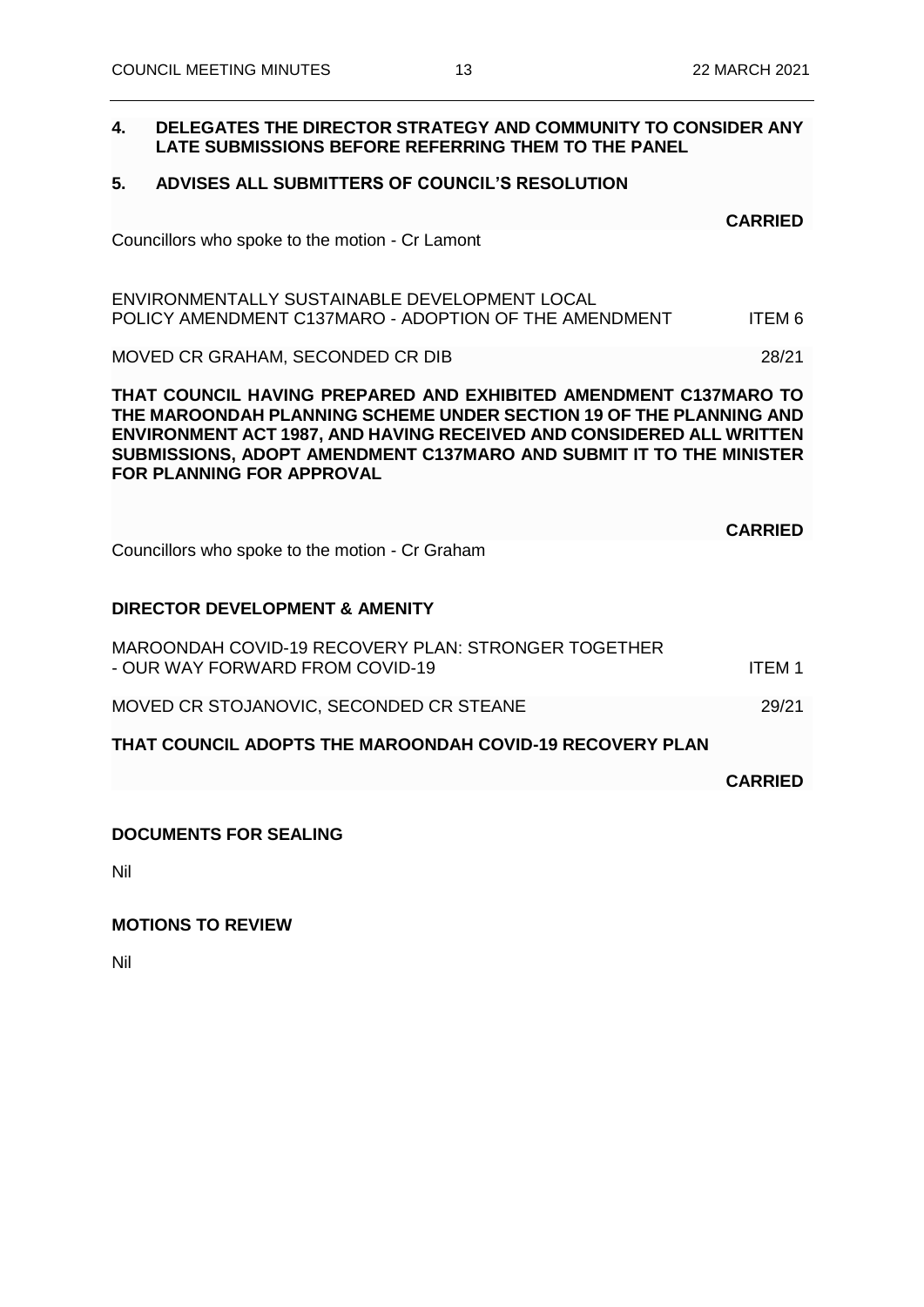**4. DELEGATES THE DIRECTOR STRATEGY AND COMMUNITY TO CONSIDER ANY LATE SUBMISSIONS BEFORE REFERRING THEM TO THE PANEL**

**5. ADVISES ALL SUBMITTERS OF COUNCIL'S RESOLUTION**

**CARRIED**

Councillors who spoke to the motion - Cr Lamont

ENVIRONMENTALLY SUSTAINABLE DEVELOPMENT LOCAL POLICY AMENDMENT C137MARO - ADOPTION OF THE AMENDMENT — ITEM 6

MOVED CR GRAHAM, SECONDED CR DIB — 28/21

**THAT COUNCIL HAVING PREPARED AND EXHIBITED AMENDMENT C137MARO TO THE MAROONDAH PLANNING SCHEME UNDER SECTION 19 OF THE PLANNING AND ENVIRONMENT ACT 1987, AND HAVING RECEIVED AND CONSIDERED ALL WRITTEN SUBMISSIONS, ADOPT AMENDMENT C137MARO AND SUBMIT IT TO THE MINISTER FOR PLANNING FOR APPROVAL**

**CARRIED**

Councillors who spoke to the motion - Cr Graham

**DIRECTOR DEVELOPMENT & AMENITY**

MAROONDAH COVID-19 RECOVERY PLAN: STRONGER TOGETHER - OUR WAY FORWARD FROM COVID-19 — ITEM 1

MOVED CR STOJANOVIC, SECONDED CR STEANE — 29/21

**THAT COUNCIL ADOPTS THE MAROONDAH COVID-19 RECOVERY PLAN**

**CARRIED**

**DOCUMENTS FOR SEALING**

Nil

**MOTIONS TO REVIEW**

Nil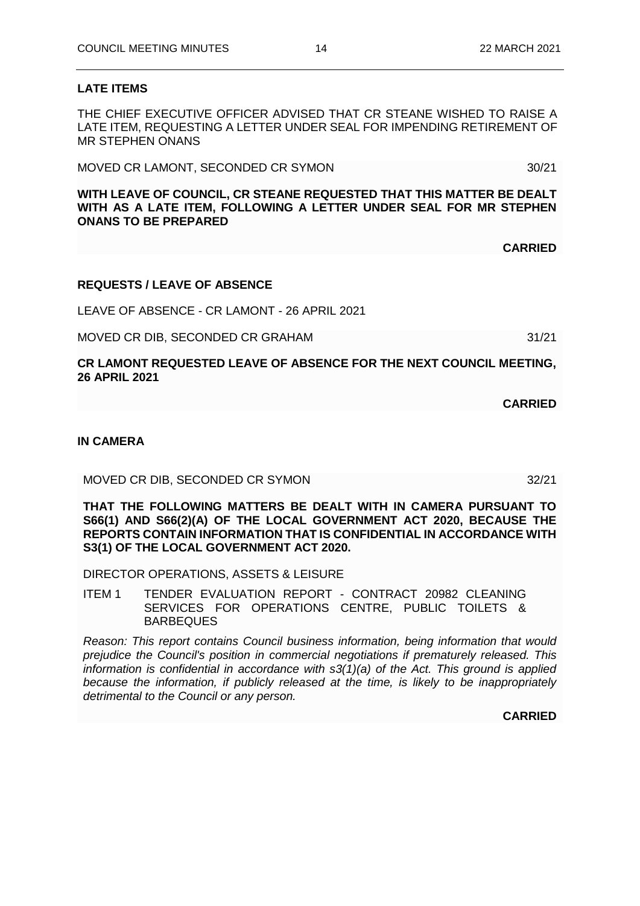**LATE ITEMS**

THE CHIEF EXECUTIVE OFFICER ADVISED THAT CR STEANE WISHED TO RAISE A LATE ITEM, REQUESTING A LETTER UNDER SEAL FOR IMPENDING RETIREMENT OF MR STEPHEN ONANS

MOVED CR LAMONT, SECONDED CR SYMON 30/21

**WITH LEAVE OF COUNCIL, CR STEANE REQUESTED THAT THIS MATTER BE DEALT WITH AS A LATE ITEM, FOLLOWING A LETTER UNDER SEAL FOR MR STEPHEN ONANS TO BE PREPARED**

**CARRIED**

**REQUESTS / LEAVE OF ABSENCE**

LEAVE OF ABSENCE - CR LAMONT - 26 APRIL 2021

MOVED CR DIB, SECONDED CR GRAHAM 31/21

**CR LAMONT REQUESTED LEAVE OF ABSENCE FOR THE NEXT COUNCIL MEETING, 26 APRIL 2021**

**CARRIED**

**IN CAMERA**

MOVED CR DIB, SECONDED CR SYMON 32/21

**THAT THE FOLLOWING MATTERS BE DEALT WITH IN CAMERA PURSUANT TO S66(1) AND S66(2)(A) OF THE LOCAL GOVERNMENT ACT 2020, BECAUSE THE REPORTS CONTAIN INFORMATION THAT IS CONFIDENTIAL IN ACCORDANCE WITH S3(1) OF THE LOCAL GOVERNMENT ACT 2020.**

DIRECTOR OPERATIONS, ASSETS & LEISURE

ITEM 1 TENDER EVALUATION REPORT - CONTRACT 20982 CLEANING SERVICES FOR OPERATIONS CENTRE, PUBLIC TOILETS & BARBEQUES

*Reason: This report contains Council business information, being information that would prejudice the Council's position in commercial negotiations if prematurely released. This information is confidential in accordance with s3(1)(a) of the Act. This ground is applied because the information, if publicly released at the time, is likely to be inappropriately detrimental to the Council or any person.*

**CARRIED**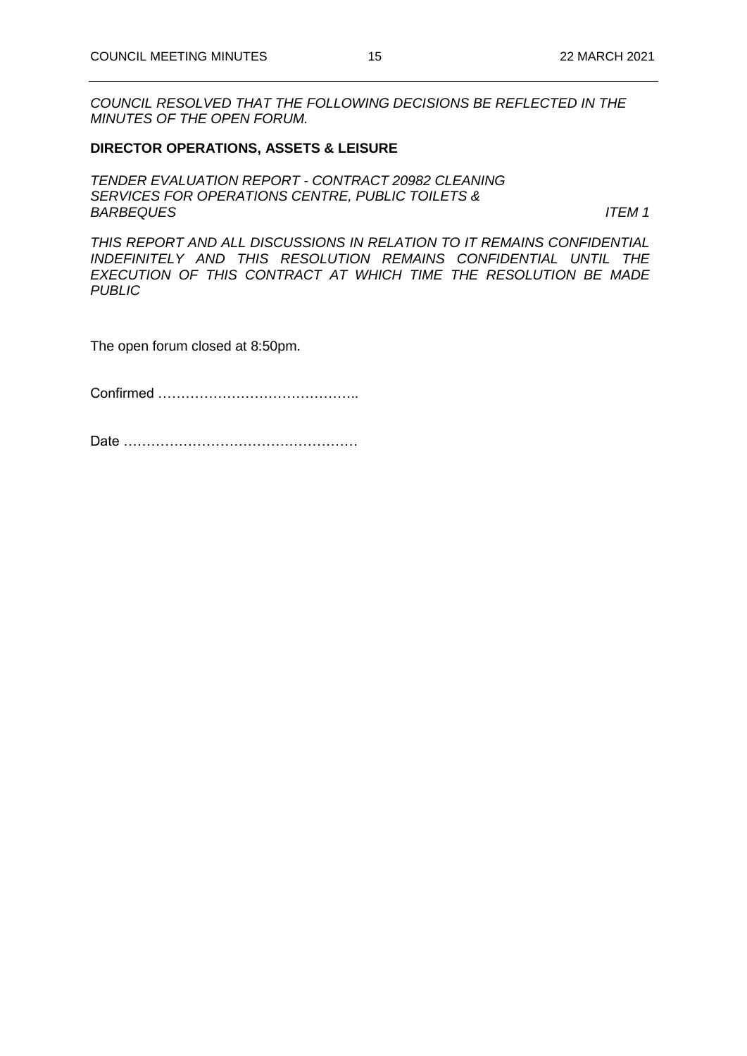*COUNCIL RESOLVED THAT THE FOLLOWING DECISIONS BE REFLECTED IN THE MINUTES OF THE OPEN FORUM.*

**DIRECTOR OPERATIONS, ASSETS & LEISURE**

*TENDER EVALUATION REPORT - CONTRACT 20982 CLEANING SERVICES FOR OPERATIONS CENTRE, PUBLIC TOILETS & BARBEQUES* *ITEM 1*

*THIS REPORT AND ALL DISCUSSIONS IN RELATION TO IT REMAINS CONFIDENTIAL INDEFINITELY AND THIS RESOLUTION REMAINS CONFIDENTIAL UNTIL THE EXECUTION OF THIS CONTRACT AT WHICH TIME THE RESOLUTION BE MADE PUBLIC*

The open forum closed at 8:50pm.

Confirmed ……………………………………..

Date ……………………………………………